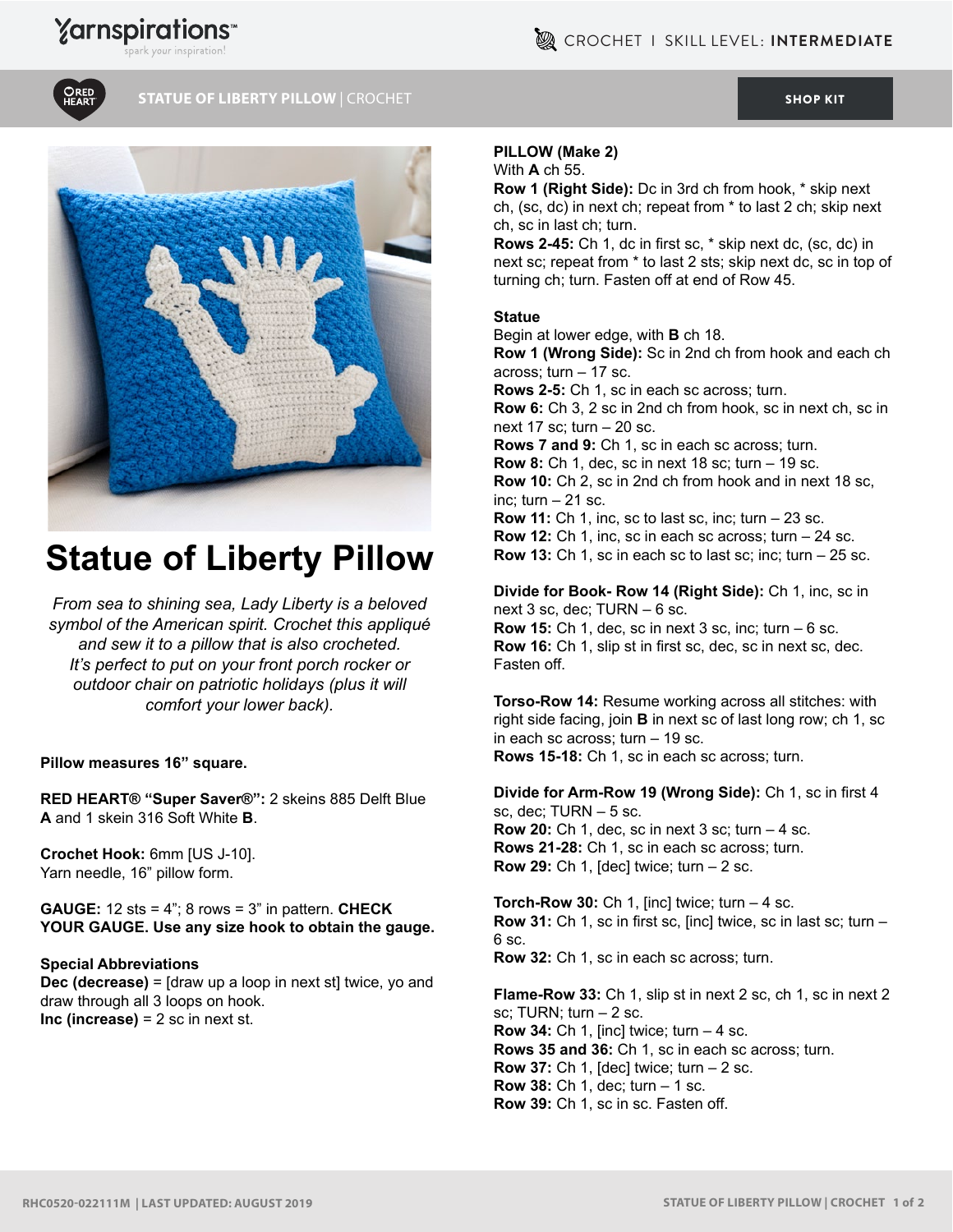# Statue of Liberty Pillow

*From sea to shining sea, Lady Liberty is a beloved symbol of the American spirit. Crochet this appliqué and sew it to a pillow that is also crocheted. It's perfect to put on your front porch rocker or outdoor chair on patriotic holidays (plus it will comfort your lower back).*

**Pillow measures 16" square.**

**RED HEART® "Super Saver®":** 2 skeins 885 Delft Blue **A** and 1 skein 316 Soft White **B**.

**Crochet Hook:** 6mm [US J-10].
Yarn needle, 16" pillow form.

**GAUGE:** 12 sts = 4"; 8 rows = 3" in pattern. **CHECK YOUR GAUGE. Use any size hook to obtain the gauge.**

**Special Abbreviations**
**Dec (decrease)** = [draw up a loop in next st] twice, yo and draw through all 3 loops on hook.
**Inc (increase)** = 2 sc in next st.

**PILLOW (Make 2)**
With **A** ch 55.
**Row 1 (Right Side):** Dc in 3rd ch from hook, * skip next ch, (sc, dc) in next ch; repeat from * to last 2 ch; skip next ch, sc in last ch; turn.
**Rows 2-45:** Ch 1, dc in first sc, * skip next dc, (sc, dc) in next sc; repeat from * to last 2 sts; skip next dc, sc in top of turning ch; turn. Fasten off at end of Row 45.

**Statue**
Begin at lower edge, with **B** ch 18.
**Row 1 (Wrong Side):** Sc in 2nd ch from hook and each ch across; turn – 17 sc.
**Rows 2-5:** Ch 1, sc in each sc across; turn.
**Row 6:** Ch 3, 2 sc in 2nd ch from hook, sc in next ch, sc in next 17 sc; turn – 20 sc.
**Rows 7 and 9:** Ch 1, sc in each sc across; turn.
**Row 8:** Ch 1, dec, sc in next 18 sc; turn – 19 sc.
**Row 10:** Ch 2, sc in 2nd ch from hook and in next 18 sc, inc; turn – 21 sc.
**Row 11:** Ch 1, inc, sc to last sc, inc; turn – 23 sc.
**Row 12:** Ch 1, inc, sc in each sc across; turn – 24 sc.
**Row 13:** Ch 1, sc in each sc to last sc; inc; turn – 25 sc.

**Divide for Book- Row 14 (Right Side):** Ch 1, inc, sc in next 3 sc, dec; TURN – 6 sc.
**Row 15:** Ch 1, dec, sc in next 3 sc, inc; turn – 6 sc.
**Row 16:** Ch 1, slip st in first sc, dec, sc in next sc, dec. Fasten off.

**Torso-Row 14:** Resume working across all stitches: with right side facing, join **B** in next sc of last long row; ch 1, sc in each sc across; turn – 19 sc.
**Rows 15-18:** Ch 1, sc in each sc across; turn.

**Divide for Arm-Row 19 (Wrong Side):** Ch 1, sc in first 4 sc, dec; TURN – 5 sc.
**Row 20:** Ch 1, dec, sc in next 3 sc; turn – 4 sc.
**Rows 21-28:** Ch 1, sc in each sc across; turn.
**Row 29:** Ch 1, [dec] twice; turn – 2 sc.

**Torch-Row 30:** Ch 1, [inc] twice; turn – 4 sc.
**Row 31:** Ch 1, sc in first sc, [inc] twice, sc in last sc; turn – 6 sc.
**Row 32:** Ch 1, sc in each sc across; turn.

**Flame-Row 33:** Ch 1, slip st in next 2 sc, ch 1, sc in next 2 sc; TURN; turn – 2 sc.
**Row 34:** Ch 1, [inc] twice; turn – 4 sc.
**Rows 35 and 36:** Ch 1, sc in each sc across; turn.
**Row 37:** Ch 1, [dec] twice; turn – 2 sc.
**Row 38:** Ch 1, dec; turn – 1 sc.
**Row 39:** Ch 1, sc in sc. Fasten off.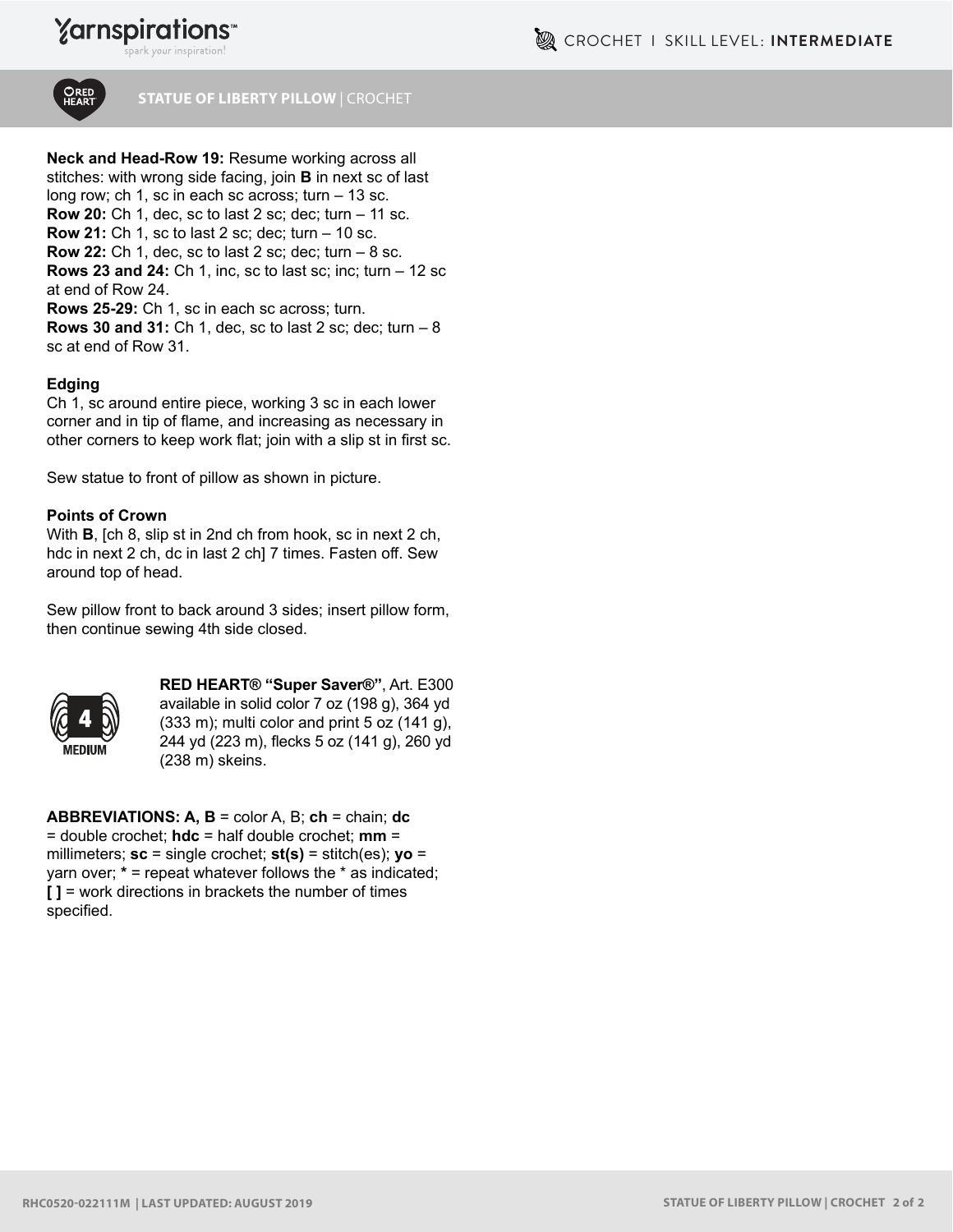**Neck and Head-Row 19:** Resume working across all stitches: with wrong side facing, join **B** in next sc of last long row; ch 1, sc in each sc across; turn – 13 sc.
**Row 20:** Ch 1, dec, sc to last 2 sc; dec; turn – 11 sc.
**Row 21:** Ch 1, sc to last 2 sc; dec; turn – 10 sc.
**Row 22:** Ch 1, dec, sc to last 2 sc; dec; turn – 8 sc.
**Rows 23 and 24:** Ch 1, inc, sc to last sc; inc; turn – 12 sc at end of Row 24.
**Rows 25-29:** Ch 1, sc in each sc across; turn.
**Rows 30 and 31:** Ch 1, dec, sc to last 2 sc; dec; turn – 8 sc at end of Row 31.

**Edging**
Ch 1, sc around entire piece, working 3 sc in each lower corner and in tip of flame, and increasing as necessary in other corners to keep work flat; join with a slip st in first sc.

Sew statue to front of pillow as shown in picture.

**Points of Crown**
With **B**, [ch 8, slip st in 2nd ch from hook, sc in next 2 ch, hdc in next 2 ch, dc in last 2 ch] 7 times. Fasten off. Sew around top of head.

Sew pillow front to back around 3 sides; insert pillow form, then continue sewing 4th side closed.

4 MEDIUM

**RED HEART® "Super Saver®"**, Art. E300 available in solid color 7 oz (198 g), 364 yd (333 m); multi color and print 5 oz (141 g), 244 yd (223 m), flecks 5 oz (141 g), 260 yd (238 m) skeins.

**ABBREVIATIONS: A, B** = color A, B; **ch** = chain; **dc** = double crochet; **hdc** = half double crochet; **mm** = millimeters; **sc** = single crochet; **st(s)** = stitch(es); **yo** = yarn over; * = repeat whatever follows the * as indicated; **[ ]** = work directions in brackets the number of times specified.